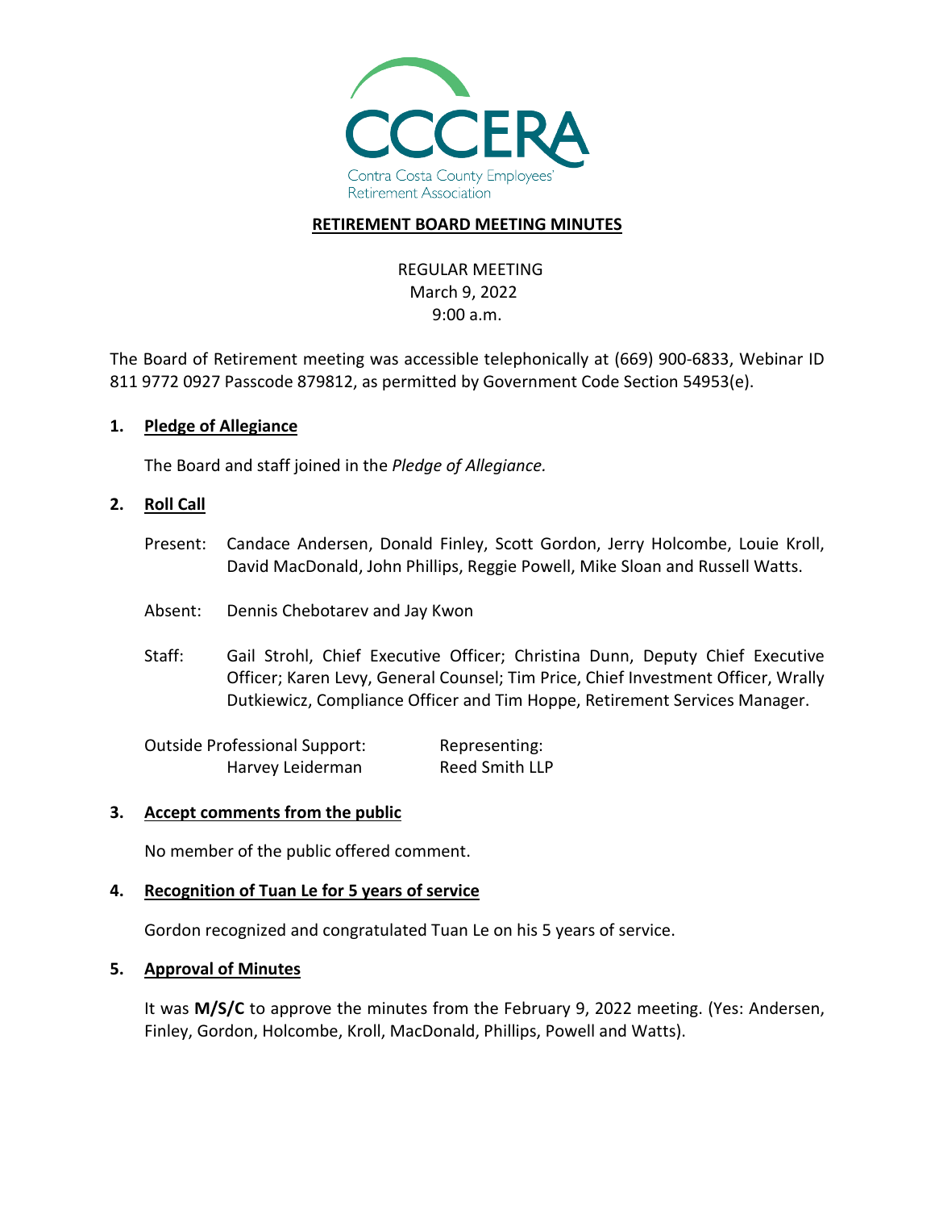CCCERA

Contra Costa County Employees' Retirement Association

# RETIREMENT BOARD MEETING MINUTES

REGULAR MEETING
March 9, 2022
9:00 a.m.

The Board of Retirement meeting was accessible telephonically at (669) 900-6833, Webinar ID 811 9772 0927 Passcode 879812, as permitted by Government Code Section 54953(e).

## 1. Pledge of Allegiance

The Board and staff joined in the *Pledge of Allegiance.*

## 2. Roll Call

Present: Candace Andersen, Donald Finley, Scott Gordon, Jerry Holcombe, Louie Kroll, David MacDonald, John Phillips, Reggie Powell, Mike Sloan and Russell Watts.

Absent: Dennis Chebotarev and Jay Kwon

Staff: Gail Strohl, Chief Executive Officer; Christina Dunn, Deputy Chief Executive Officer; Karen Levy, General Counsel; Tim Price, Chief Investment Officer, Wrally Dutkiewicz, Compliance Officer and Tim Hoppe, Retirement Services Manager.

| Outside Professional Support: | Representing: |
|---|---|
| Harvey Leiderman | Reed Smith LLP |

## 3. Accept comments from the public

No member of the public offered comment.

## 4. Recognition of Tuan Le for 5 years of service

Gordon recognized and congratulated Tuan Le on his 5 years of service.

## 5. Approval of Minutes

It was **M/S/C** to approve the minutes from the February 9, 2022 meeting. (Yes: Andersen, Finley, Gordon, Holcombe, Kroll, MacDonald, Phillips, Powell and Watts).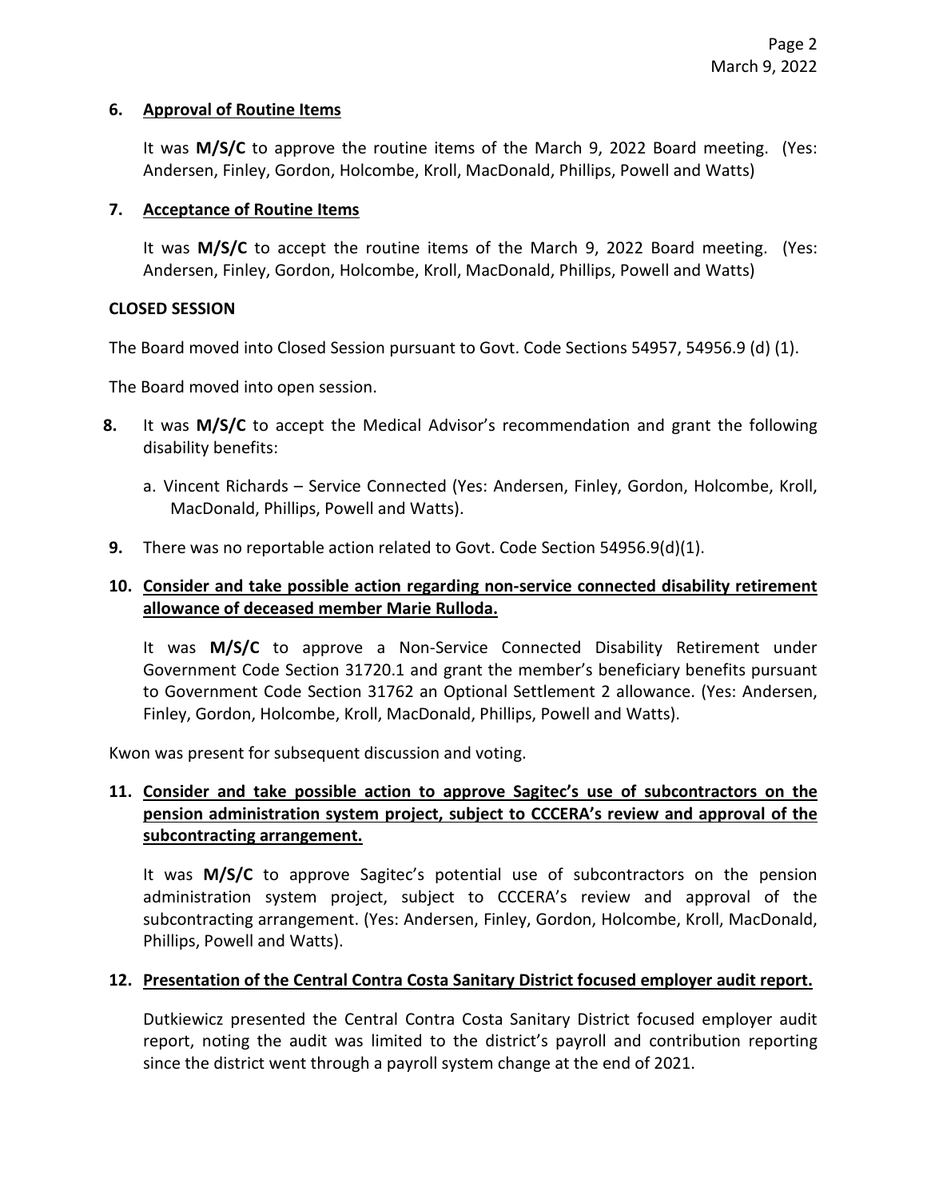6. **Approval of Routine Items**

   It was **M/S/C** to approve the routine items of the March 9, 2022 Board meeting. (Yes: Andersen, Finley, Gordon, Holcombe, Kroll, MacDonald, Phillips, Powell and Watts)

7. **Acceptance of Routine Items**

   It was **M/S/C** to accept the routine items of the March 9, 2022 Board meeting. (Yes: Andersen, Finley, Gordon, Holcombe, Kroll, MacDonald, Phillips, Powell and Watts)

**CLOSED SESSION**

The Board moved into Closed Session pursuant to Govt. Code Sections 54957, 54956.9 (d) (1).

The Board moved into open session.

8. It was **M/S/C** to accept the Medical Advisor's recommendation and grant the following disability benefits:

   a. Vincent Richards – Service Connected (Yes: Andersen, Finley, Gordon, Holcombe, Kroll, MacDonald, Phillips, Powell and Watts).

9. There was no reportable action related to Govt. Code Section 54956.9(d)(1).

10. **Consider and take possible action regarding non-service connected disability retirement allowance of deceased member Marie Rulloda.**

    It was **M/S/C** to approve a Non-Service Connected Disability Retirement under Government Code Section 31720.1 and grant the member's beneficiary benefits pursuant to Government Code Section 31762 an Optional Settlement 2 allowance. (Yes: Andersen, Finley, Gordon, Holcombe, Kroll, MacDonald, Phillips, Powell and Watts).

Kwon was present for subsequent discussion and voting.

11. **Consider and take possible action to approve Sagitec's use of subcontractors on the pension administration system project, subject to CCCERA's review and approval of the subcontracting arrangement.**

    It was **M/S/C** to approve Sagitec's potential use of subcontractors on the pension administration system project, subject to CCCERA's review and approval of the subcontracting arrangement. (Yes: Andersen, Finley, Gordon, Holcombe, Kroll, MacDonald, Phillips, Powell and Watts).

12. **Presentation of the Central Contra Costa Sanitary District focused employer audit report.**

    Dutkiewicz presented the Central Contra Costa Sanitary District focused employer audit report, noting the audit was limited to the district's payroll and contribution reporting since the district went through a payroll system change at the end of 2021.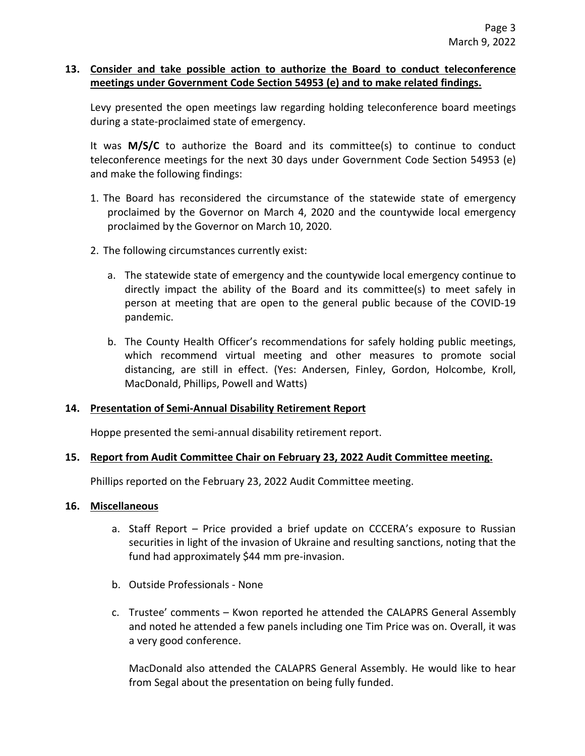**13. <u>Consider and take possible action to authorize the Board to conduct teleconference meetings under Government Code Section 54953 (e) and to make related findings.</u>**

Levy presented the open meetings law regarding holding teleconference board meetings during a state-proclaimed state of emergency.

It was **M/S/C** to authorize the Board and its committee(s) to continue to conduct teleconference meetings for the next 30 days under Government Code Section 54953 (e) and make the following findings:

1. The Board has reconsidered the circumstance of the statewide state of emergency proclaimed by the Governor on March 4, 2020 and the countywide local emergency proclaimed by the Governor on March 10, 2020.

2. The following circumstances currently exist:

   a. The statewide state of emergency and the countywide local emergency continue to directly impact the ability of the Board and its committee(s) to meet safely in person at meeting that are open to the general public because of the COVID-19 pandemic.

   b. The County Health Officer's recommendations for safely holding public meetings, which recommend virtual meeting and other measures to promote social distancing, are still in effect. (Yes: Andersen, Finley, Gordon, Holcombe, Kroll, MacDonald, Phillips, Powell and Watts)

**14. <u>Presentation of Semi-Annual Disability Retirement Report</u>**

Hoppe presented the semi-annual disability retirement report.

**15. <u>Report from Audit Committee Chair on February 23, 2022 Audit Committee meeting.</u>**

Phillips reported on the February 23, 2022 Audit Committee meeting.

**16. <u>Miscellaneous</u>**

a. Staff Report – Price provided a brief update on CCCERA's exposure to Russian securities in light of the invasion of Ukraine and resulting sanctions, noting that the fund had approximately $44 mm pre-invasion.

b. Outside Professionals - None

c. Trustee' comments – Kwon reported he attended the CALAPRS General Assembly and noted he attended a few panels including one Tim Price was on. Overall, it was a very good conference.

   MacDonald also attended the CALAPRS General Assembly. He would like to hear from Segal about the presentation on being fully funded.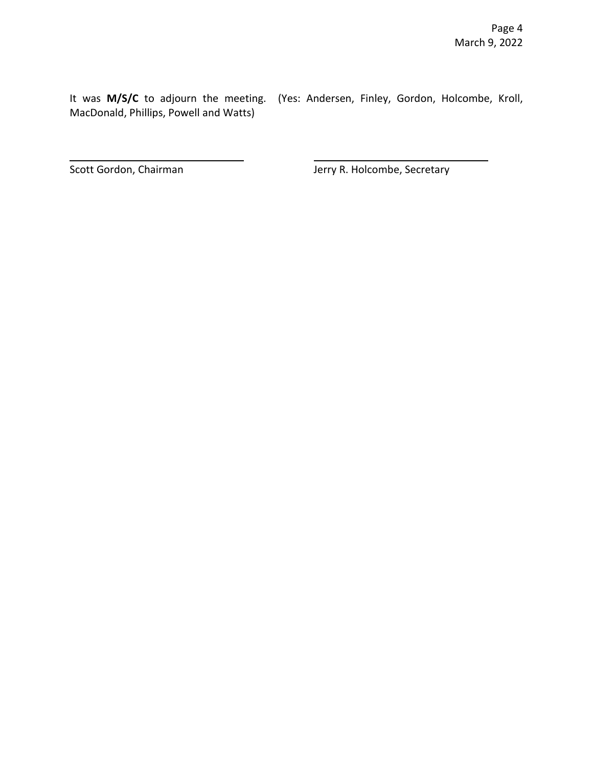It was **M/S/C** to adjourn the meeting. (Yes: Andersen, Finley, Gordon, Holcombe, Kroll, MacDonald, Phillips, Powell and Watts)

Scott Gordon, Chairman

Jerry R. Holcombe, Secretary